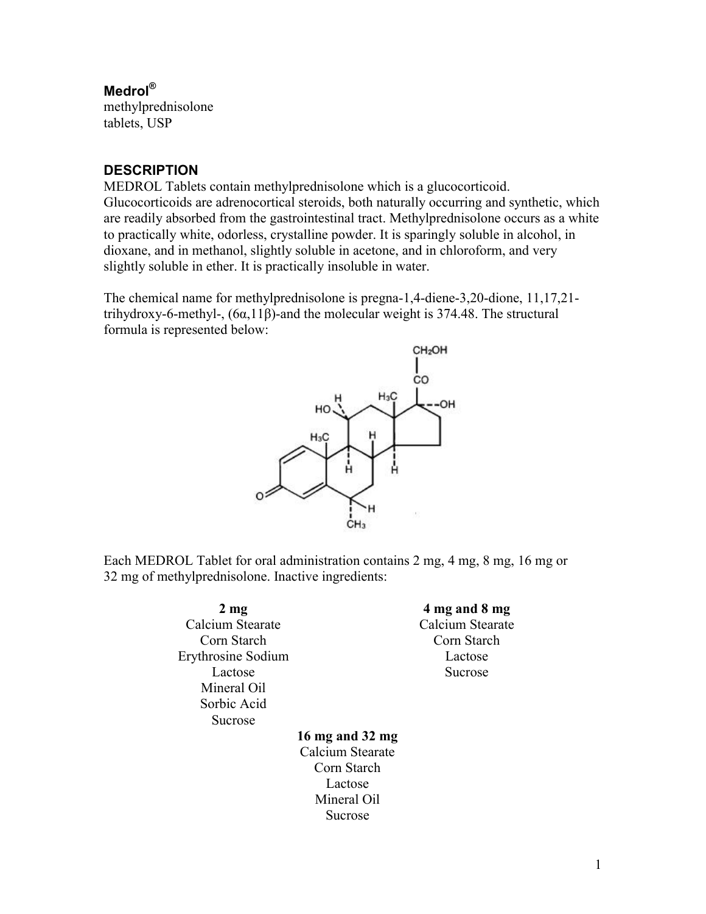**Medrol®**
methylprednisolone
tablets, USP

## DESCRIPTION

MEDROL Tablets contain methylprednisolone which is a glucocorticoid. Glucocorticoids are adrenocortical steroids, both naturally occurring and synthetic, which are readily absorbed from the gastrointestinal tract. Methylprednisolone occurs as a white to practically white, odorless, crystalline powder. It is sparingly soluble in alcohol, in dioxane, and in methanol, slightly soluble in acetone, and in chloroform, and very slightly soluble in ether. It is practically insoluble in water.

The chemical name for methylprednisolone is pregna-1,4-diene-3,20-dione, 11,17,21-trihydroxy-6-methyl-, (6α,11β)-and the molecular weight is 374.48. The structural formula is represented below:

Each MEDROL Tablet for oral administration contains 2 mg, 4 mg, 8 mg, 16 mg or 32 mg of methylprednisolone. Inactive ingredients:

| 2 mg | 4 mg and 8 mg | 16 mg and 32 mg |
|---|---|---|
| Calcium Stearate | Calcium Stearate | Calcium Stearate |
| Corn Starch | Corn Starch | Corn Starch |
| Erythrosine Sodium | Lactose | Lactose |
| Lactose | Sucrose | Mineral Oil |
| Mineral Oil | | Sucrose |
| Sorbic Acid | | |
| Sucrose | | |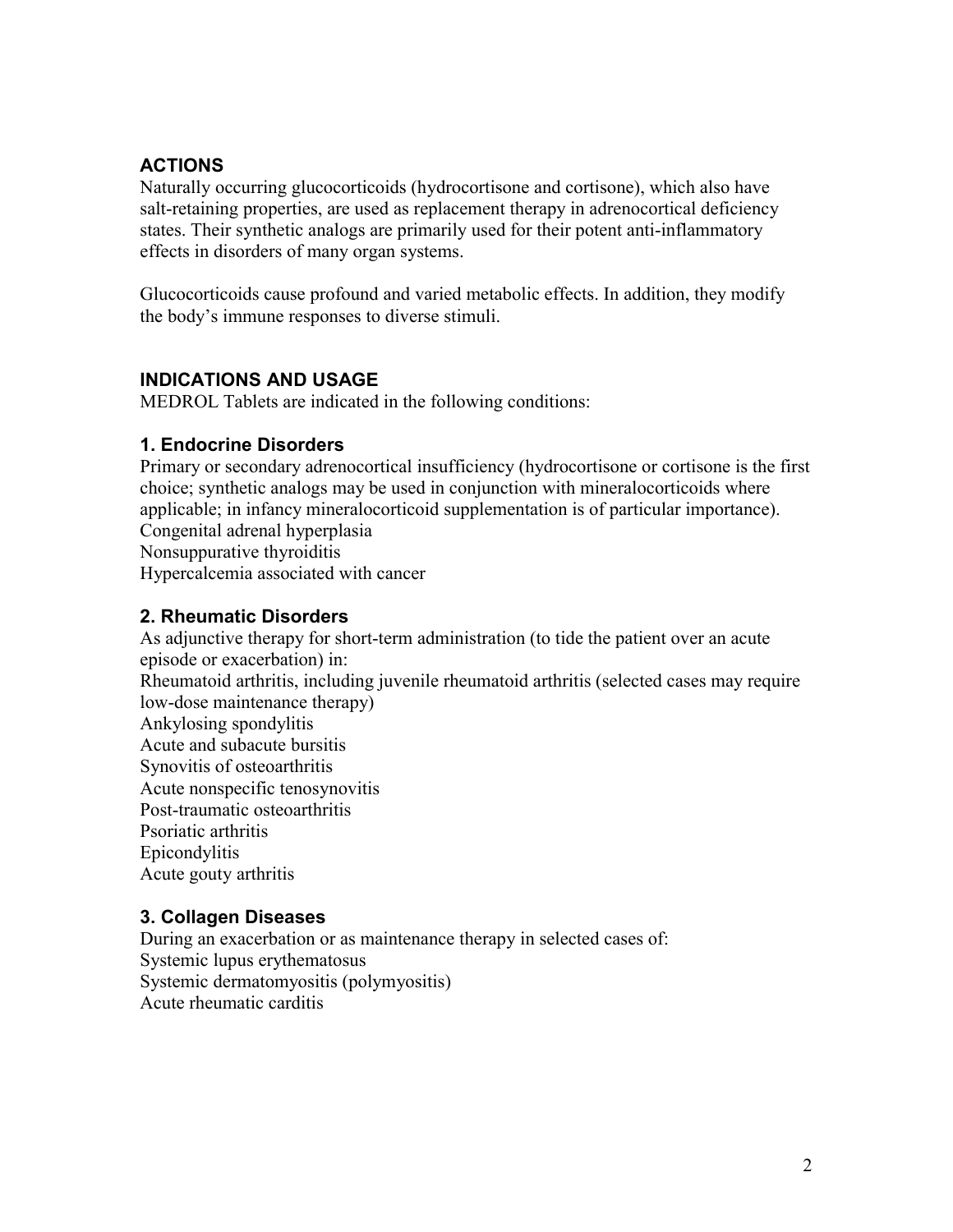## ACTIONS

Naturally occurring glucocorticoids (hydrocortisone and cortisone), which also have salt-retaining properties, are used as replacement therapy in adrenocortical deficiency states. Their synthetic analogs are primarily used for their potent anti-inflammatory effects in disorders of many organ systems.

Glucocorticoids cause profound and varied metabolic effects. In addition, they modify the body's immune responses to diverse stimuli.

## INDICATIONS AND USAGE

MEDROL Tablets are indicated in the following conditions:

### 1. Endocrine Disorders

Primary or secondary adrenocortical insufficiency (hydrocortisone or cortisone is the first choice; synthetic analogs may be used in conjunction with mineralocorticoids where applicable; in infancy mineralocorticoid supplementation is of particular importance).
Congenital adrenal hyperplasia
Nonsuppurative thyroiditis
Hypercalcemia associated with cancer

### 2. Rheumatic Disorders

As adjunctive therapy for short-term administration (to tide the patient over an acute episode or exacerbation) in:
Rheumatoid arthritis, including juvenile rheumatoid arthritis (selected cases may require low-dose maintenance therapy)
Ankylosing spondylitis
Acute and subacute bursitis
Synovitis of osteoarthritis
Acute nonspecific tenosynovitis
Post-traumatic osteoarthritis
Psoriatic arthritis
Epicondylitis
Acute gouty arthritis

### 3. Collagen Diseases

During an exacerbation or as maintenance therapy in selected cases of:
Systemic lupus erythematosus
Systemic dermatomyositis (polymyositis)
Acute rheumatic carditis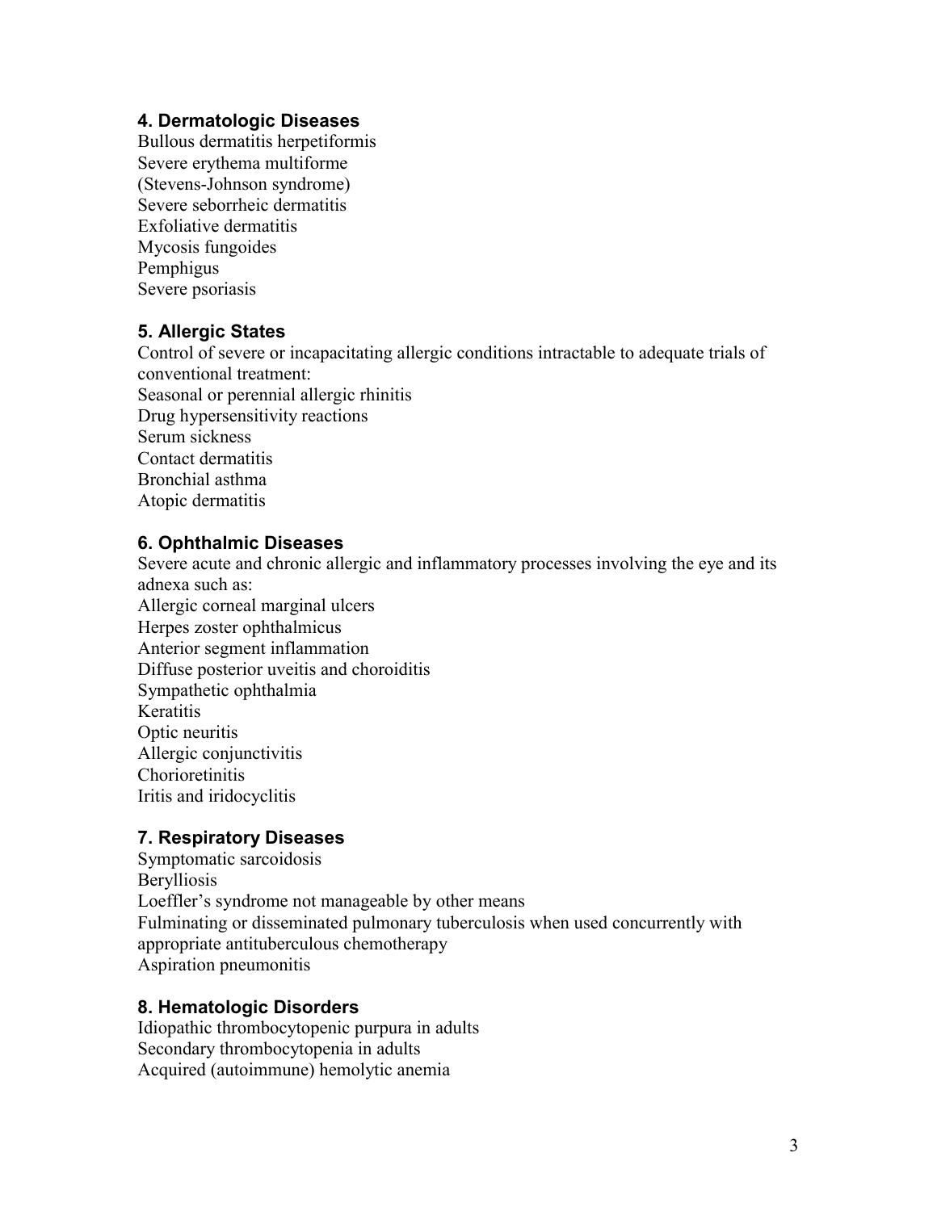### 4. Dermatologic Diseases

Bullous dermatitis herpetiformis
Severe erythema multiforme
(Stevens-Johnson syndrome)
Severe seborrheic dermatitis
Exfoliative dermatitis
Mycosis fungoides
Pemphigus
Severe psoriasis

### 5. Allergic States

Control of severe or incapacitating allergic conditions intractable to adequate trials of conventional treatment:
Seasonal or perennial allergic rhinitis
Drug hypersensitivity reactions
Serum sickness
Contact dermatitis
Bronchial asthma
Atopic dermatitis

### 6. Ophthalmic Diseases

Severe acute and chronic allergic and inflammatory processes involving the eye and its adnexa such as:
Allergic corneal marginal ulcers
Herpes zoster ophthalmicus
Anterior segment inflammation
Diffuse posterior uveitis and choroiditis
Sympathetic ophthalmia
Keratitis
Optic neuritis
Allergic conjunctivitis
Chorioretinitis
Iritis and iridocyclitis

### 7. Respiratory Diseases

Symptomatic sarcoidosis
Berylliosis
Loeffler's syndrome not manageable by other means
Fulminating or disseminated pulmonary tuberculosis when used concurrently with appropriate antituberculous chemotherapy
Aspiration pneumonitis

### 8. Hematologic Disorders

Idiopathic thrombocytopenic purpura in adults
Secondary thrombocytopenia in adults
Acquired (autoimmune) hemolytic anemia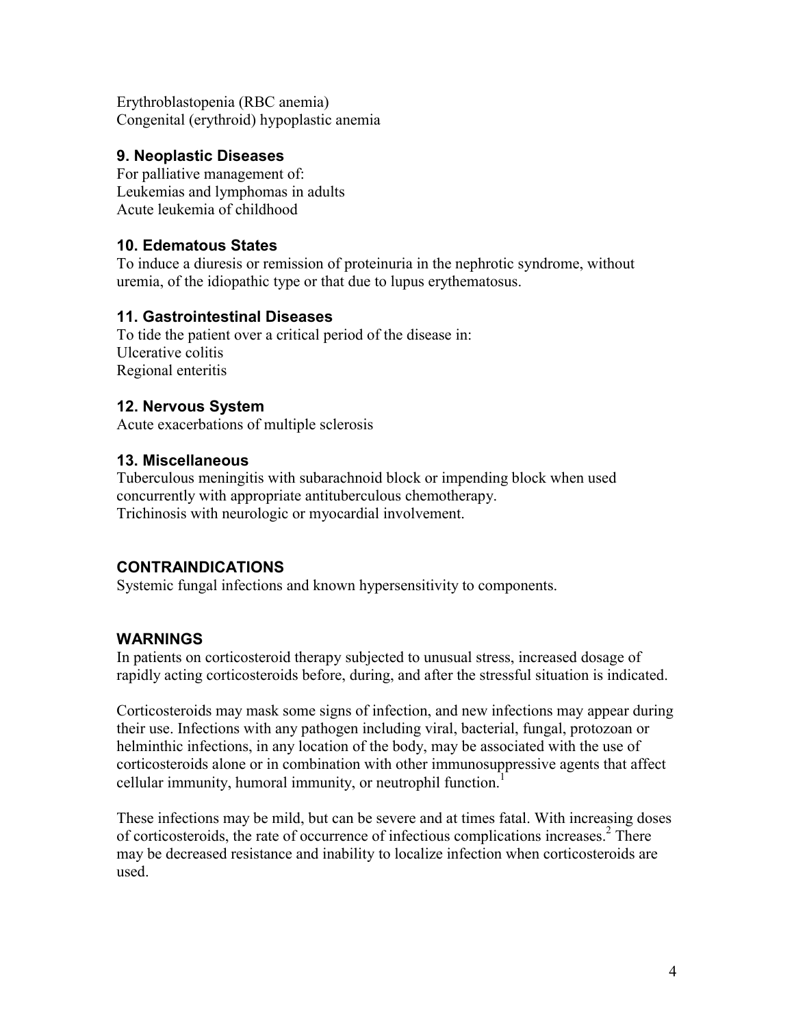Erythroblastopenia (RBC anemia)
Congenital (erythroid) hypoplastic anemia

### 9. Neoplastic Diseases

For palliative management of:
Leukemias and lymphomas in adults
Acute leukemia of childhood

### 10. Edematous States

To induce a diuresis or remission of proteinuria in the nephrotic syndrome, without uremia, of the idiopathic type or that due to lupus erythematosus.

### 11. Gastrointestinal Diseases

To tide the patient over a critical period of the disease in:
Ulcerative colitis
Regional enteritis

### 12. Nervous System

Acute exacerbations of multiple sclerosis

### 13. Miscellaneous

Tuberculous meningitis with subarachnoid block or impending block when used concurrently with appropriate antituberculous chemotherapy.
Trichinosis with neurologic or myocardial involvement.

## CONTRAINDICATIONS

Systemic fungal infections and known hypersensitivity to components.

## WARNINGS

In patients on corticosteroid therapy subjected to unusual stress, increased dosage of rapidly acting corticosteroids before, during, and after the stressful situation is indicated.

Corticosteroids may mask some signs of infection, and new infections may appear during their use. Infections with any pathogen including viral, bacterial, fungal, protozoan or helminthic infections, in any location of the body, may be associated with the use of corticosteroids alone or in combination with other immunosuppressive agents that affect cellular immunity, humoral immunity, or neutrophil function.[1]

These infections may be mild, but can be severe and at times fatal. With increasing doses of corticosteroids, the rate of occurrence of infectious complications increases.[2] There may be decreased resistance and inability to localize infection when corticosteroids are used.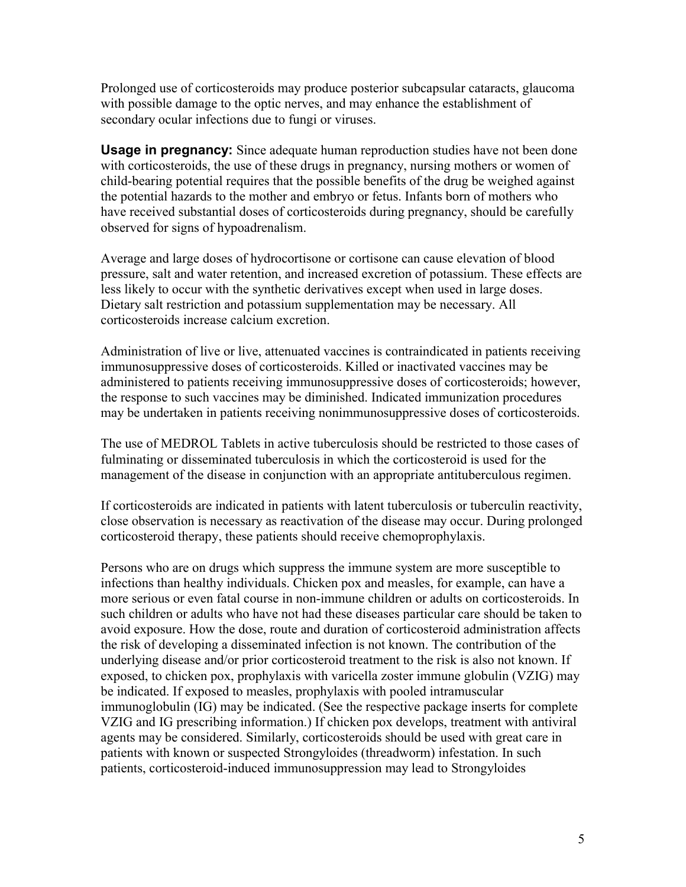Prolonged use of corticosteroids may produce posterior subcapsular cataracts, glaucoma with possible damage to the optic nerves, and may enhance the establishment of secondary ocular infections due to fungi or viruses.

**Usage in pregnancy:** Since adequate human reproduction studies have not been done with corticosteroids, the use of these drugs in pregnancy, nursing mothers or women of child-bearing potential requires that the possible benefits of the drug be weighed against the potential hazards to the mother and embryo or fetus. Infants born of mothers who have received substantial doses of corticosteroids during pregnancy, should be carefully observed for signs of hypoadrenalism.

Average and large doses of hydrocortisone or cortisone can cause elevation of blood pressure, salt and water retention, and increased excretion of potassium. These effects are less likely to occur with the synthetic derivatives except when used in large doses. Dietary salt restriction and potassium supplementation may be necessary. All corticosteroids increase calcium excretion.

Administration of live or live, attenuated vaccines is contraindicated in patients receiving immunosuppressive doses of corticosteroids. Killed or inactivated vaccines may be administered to patients receiving immunosuppressive doses of corticosteroids; however, the response to such vaccines may be diminished. Indicated immunization procedures may be undertaken in patients receiving nonimmunosuppressive doses of corticosteroids.

The use of MEDROL Tablets in active tuberculosis should be restricted to those cases of fulminating or disseminated tuberculosis in which the corticosteroid is used for the management of the disease in conjunction with an appropriate antituberculous regimen.

If corticosteroids are indicated in patients with latent tuberculosis or tuberculin reactivity, close observation is necessary as reactivation of the disease may occur. During prolonged corticosteroid therapy, these patients should receive chemoprophylaxis.

Persons who are on drugs which suppress the immune system are more susceptible to infections than healthy individuals. Chicken pox and measles, for example, can have a more serious or even fatal course in non-immune children or adults on corticosteroids. In such children or adults who have not had these diseases particular care should be taken to avoid exposure. How the dose, route and duration of corticosteroid administration affects the risk of developing a disseminated infection is not known. The contribution of the underlying disease and/or prior corticosteroid treatment to the risk is also not known. If exposed, to chicken pox, prophylaxis with varicella zoster immune globulin (VZIG) may be indicated. If exposed to measles, prophylaxis with pooled intramuscular immunoglobulin (IG) may be indicated. (See the respective package inserts for complete VZIG and IG prescribing information.) If chicken pox develops, treatment with antiviral agents may be considered. Similarly, corticosteroids should be used with great care in patients with known or suspected Strongyloides (threadworm) infestation. In such patients, corticosteroid-induced immunosuppression may lead to Strongyloides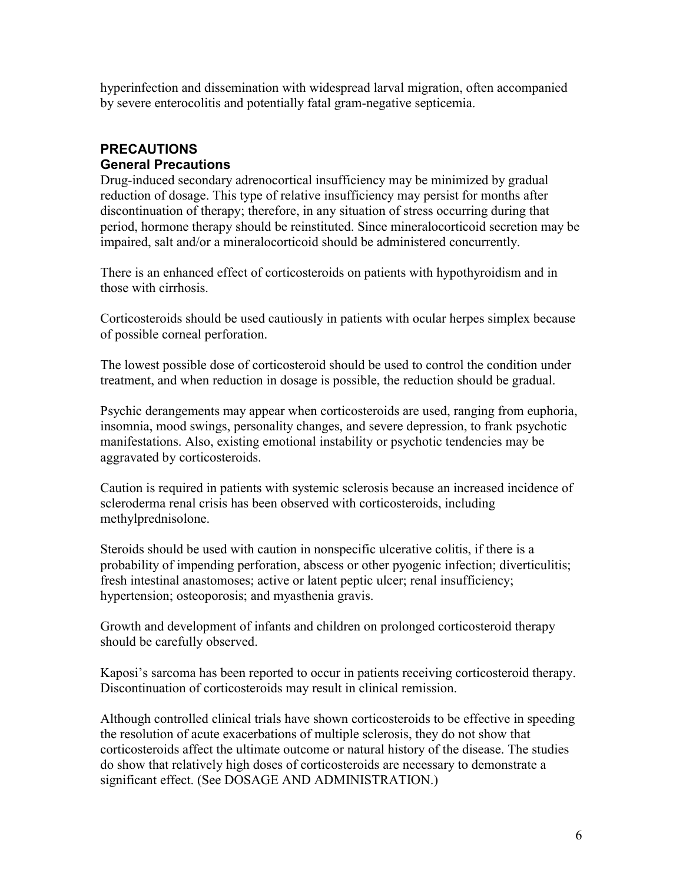hyperinfection and dissemination with widespread larval migration, often accompanied by severe enterocolitis and potentially fatal gram-negative septicemia.

## PRECAUTIONS

### General Precautions

Drug-induced secondary adrenocortical insufficiency may be minimized by gradual reduction of dosage. This type of relative insufficiency may persist for months after discontinuation of therapy; therefore, in any situation of stress occurring during that period, hormone therapy should be reinstituted. Since mineralocorticoid secretion may be impaired, salt and/or a mineralocorticoid should be administered concurrently.

There is an enhanced effect of corticosteroids on patients with hypothyroidism and in those with cirrhosis.

Corticosteroids should be used cautiously in patients with ocular herpes simplex because of possible corneal perforation.

The lowest possible dose of corticosteroid should be used to control the condition under treatment, and when reduction in dosage is possible, the reduction should be gradual.

Psychic derangements may appear when corticosteroids are used, ranging from euphoria, insomnia, mood swings, personality changes, and severe depression, to frank psychotic manifestations. Also, existing emotional instability or psychotic tendencies may be aggravated by corticosteroids.

Caution is required in patients with systemic sclerosis because an increased incidence of scleroderma renal crisis has been observed with corticosteroids, including methylprednisolone.

Steroids should be used with caution in nonspecific ulcerative colitis, if there is a probability of impending perforation, abscess or other pyogenic infection; diverticulitis; fresh intestinal anastomoses; active or latent peptic ulcer; renal insufficiency; hypertension; osteoporosis; and myasthenia gravis.

Growth and development of infants and children on prolonged corticosteroid therapy should be carefully observed.

Kaposi's sarcoma has been reported to occur in patients receiving corticosteroid therapy. Discontinuation of corticosteroids may result in clinical remission.

Although controlled clinical trials have shown corticosteroids to be effective in speeding the resolution of acute exacerbations of multiple sclerosis, they do not show that corticosteroids affect the ultimate outcome or natural history of the disease. The studies do show that relatively high doses of corticosteroids are necessary to demonstrate a significant effect. (See DOSAGE AND ADMINISTRATION.)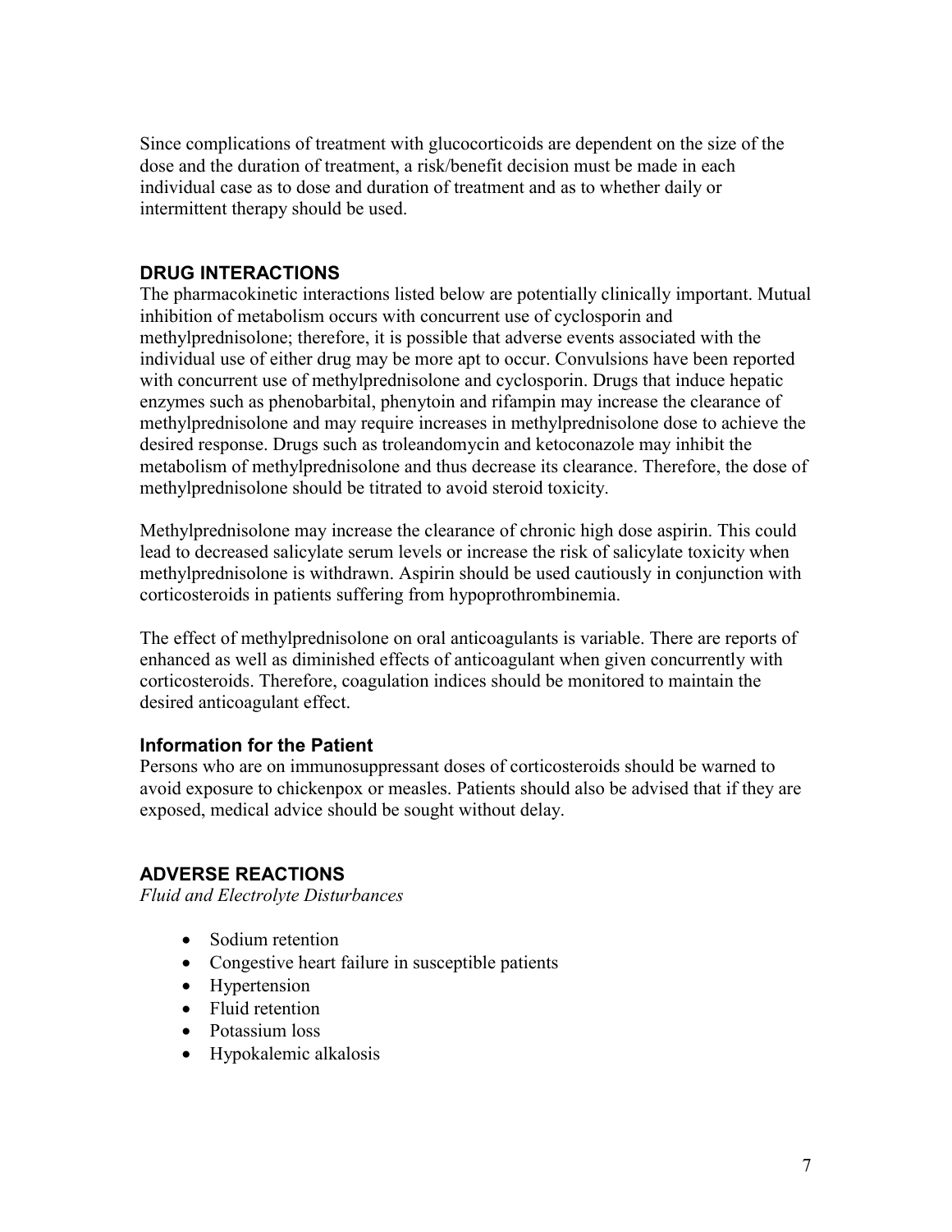Since complications of treatment with glucocorticoids are dependent on the size of the dose and the duration of treatment, a risk/benefit decision must be made in each individual case as to dose and duration of treatment and as to whether daily or intermittent therapy should be used.

## DRUG INTERACTIONS

The pharmacokinetic interactions listed below are potentially clinically important. Mutual inhibition of metabolism occurs with concurrent use of cyclosporin and methylprednisolone; therefore, it is possible that adverse events associated with the individual use of either drug may be more apt to occur. Convulsions have been reported with concurrent use of methylprednisolone and cyclosporin. Drugs that induce hepatic enzymes such as phenobarbital, phenytoin and rifampin may increase the clearance of methylprednisolone and may require increases in methylprednisolone dose to achieve the desired response. Drugs such as troleandomycin and ketoconazole may inhibit the metabolism of methylprednisolone and thus decrease its clearance. Therefore, the dose of methylprednisolone should be titrated to avoid steroid toxicity.

Methylprednisolone may increase the clearance of chronic high dose aspirin. This could lead to decreased salicylate serum levels or increase the risk of salicylate toxicity when methylprednisolone is withdrawn. Aspirin should be used cautiously in conjunction with corticosteroids in patients suffering from hypoprothrombinemia.

The effect of methylprednisolone on oral anticoagulants is variable. There are reports of enhanced as well as diminished effects of anticoagulant when given concurrently with corticosteroids. Therefore, coagulation indices should be monitored to maintain the desired anticoagulant effect.

### Information for the Patient

Persons who are on immunosuppressant doses of corticosteroids should be warned to avoid exposure to chickenpox or measles. Patients should also be advised that if they are exposed, medical advice should be sought without delay.

## ADVERSE REACTIONS

*Fluid and Electrolyte Disturbances*

- Sodium retention
- Congestive heart failure in susceptible patients
- Hypertension
- Fluid retention
- Potassium loss
- Hypokalemic alkalosis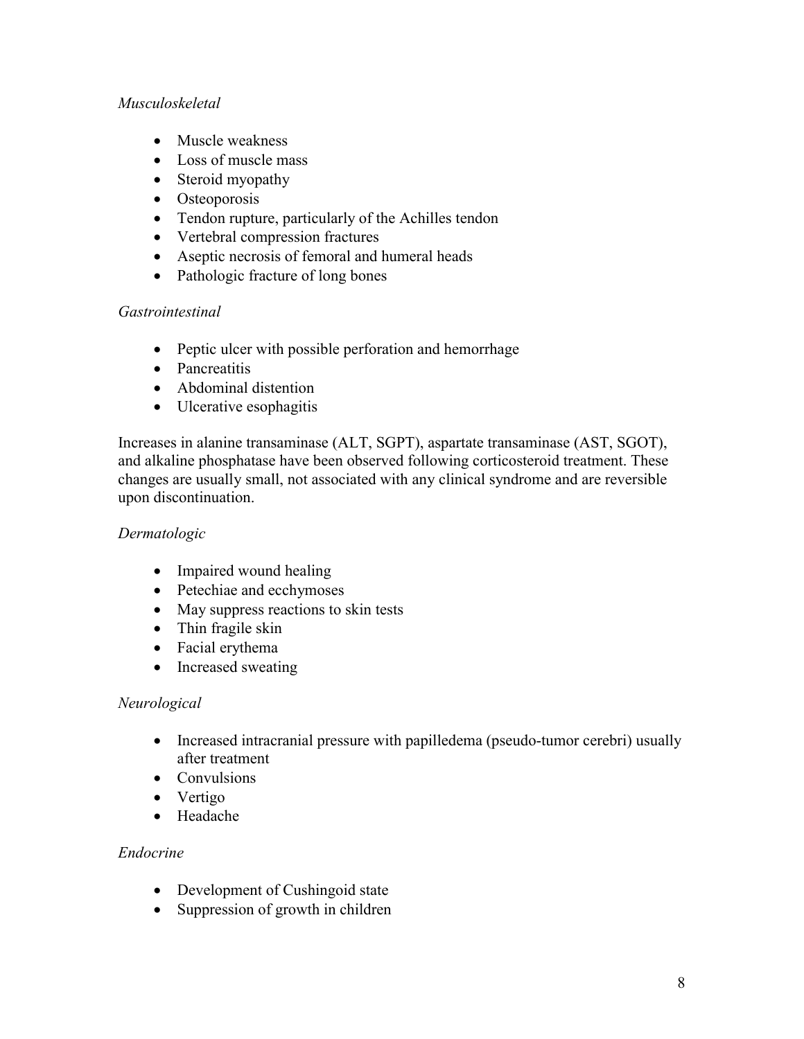*Musculoskeletal*

- Muscle weakness
- Loss of muscle mass
- Steroid myopathy
- Osteoporosis
- Tendon rupture, particularly of the Achilles tendon
- Vertebral compression fractures
- Aseptic necrosis of femoral and humeral heads
- Pathologic fracture of long bones

*Gastrointestinal*

- Peptic ulcer with possible perforation and hemorrhage
- Pancreatitis
- Abdominal distention
- Ulcerative esophagitis

Increases in alanine transaminase (ALT, SGPT), aspartate transaminase (AST, SGOT), and alkaline phosphatase have been observed following corticosteroid treatment. These changes are usually small, not associated with any clinical syndrome and are reversible upon discontinuation.

*Dermatologic*

- Impaired wound healing
- Petechiae and ecchymoses
- May suppress reactions to skin tests
- Thin fragile skin
- Facial erythema
- Increased sweating

*Neurological*

- Increased intracranial pressure with papilledema (pseudo-tumor cerebri) usually after treatment
- Convulsions
- Vertigo
- Headache

*Endocrine*

- Development of Cushingoid state
- Suppression of growth in children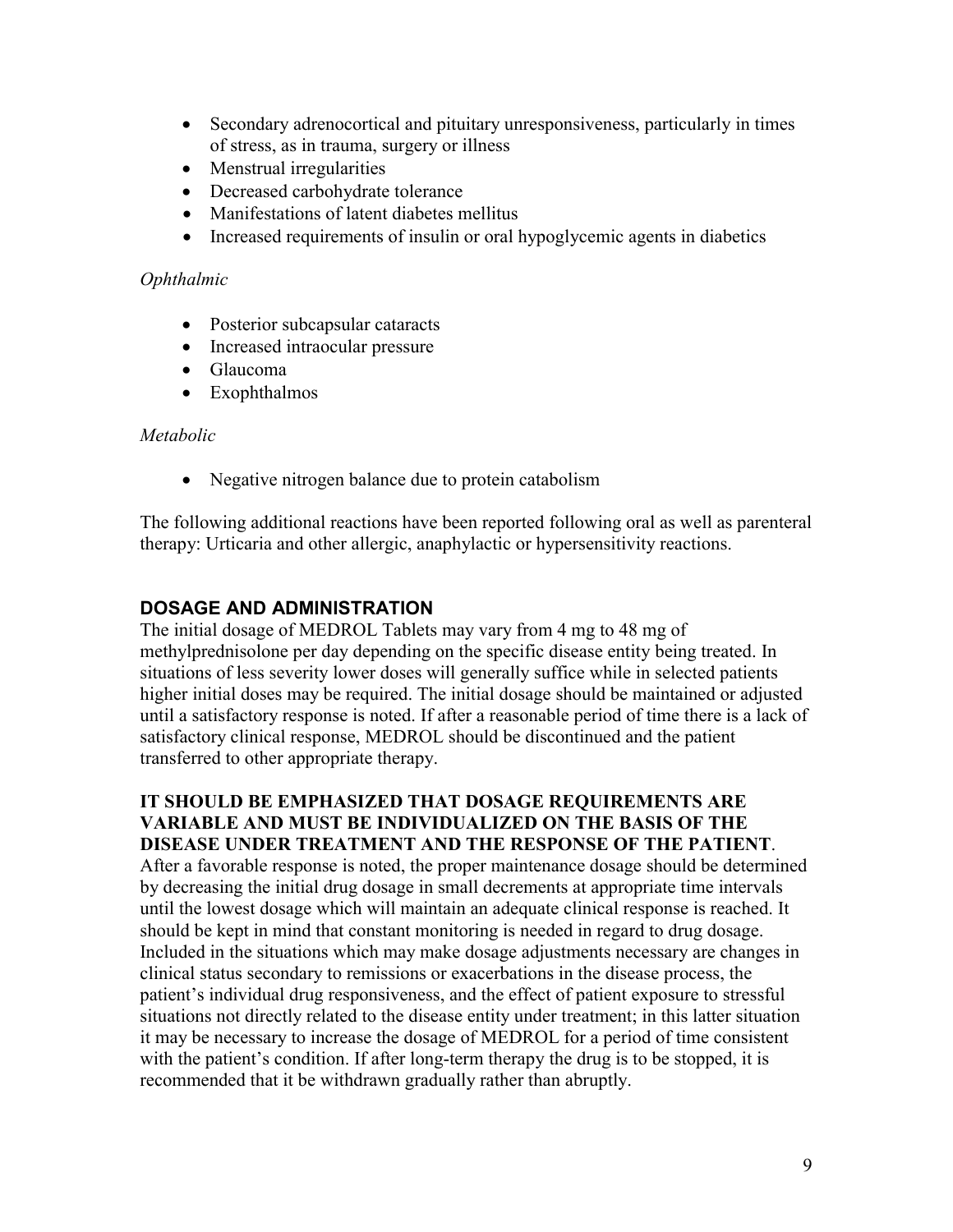- Secondary adrenocortical and pituitary unresponsiveness, particularly in times of stress, as in trauma, surgery or illness
- Menstrual irregularities
- Decreased carbohydrate tolerance
- Manifestations of latent diabetes mellitus
- Increased requirements of insulin or oral hypoglycemic agents in diabetics

*Ophthalmic*

- Posterior subcapsular cataracts
- Increased intraocular pressure
- Glaucoma
- Exophthalmos

*Metabolic*

- Negative nitrogen balance due to protein catabolism

The following additional reactions have been reported following oral as well as parenteral therapy: Urticaria and other allergic, anaphylactic or hypersensitivity reactions.

## DOSAGE AND ADMINISTRATION

The initial dosage of MEDROL Tablets may vary from 4 mg to 48 mg of methylprednisolone per day depending on the specific disease entity being treated. In situations of less severity lower doses will generally suffice while in selected patients higher initial doses may be required. The initial dosage should be maintained or adjusted until a satisfactory response is noted. If after a reasonable period of time there is a lack of satisfactory clinical response, MEDROL should be discontinued and the patient transferred to other appropriate therapy.

**IT SHOULD BE EMPHASIZED THAT DOSAGE REQUIREMENTS ARE VARIABLE AND MUST BE INDIVIDUALIZED ON THE BASIS OF THE DISEASE UNDER TREATMENT AND THE RESPONSE OF THE PATIENT**. After a favorable response is noted, the proper maintenance dosage should be determined by decreasing the initial drug dosage in small decrements at appropriate time intervals until the lowest dosage which will maintain an adequate clinical response is reached. It should be kept in mind that constant monitoring is needed in regard to drug dosage. Included in the situations which may make dosage adjustments necessary are changes in clinical status secondary to remissions or exacerbations in the disease process, the patient's individual drug responsiveness, and the effect of patient exposure to stressful situations not directly related to the disease entity under treatment; in this latter situation it may be necessary to increase the dosage of MEDROL for a period of time consistent with the patient's condition. If after long-term therapy the drug is to be stopped, it is recommended that it be withdrawn gradually rather than abruptly.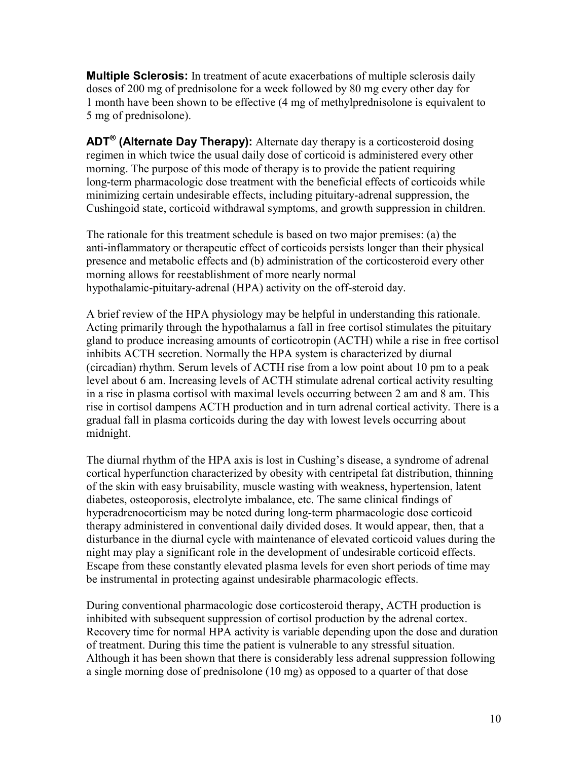**Multiple Sclerosis:** In treatment of acute exacerbations of multiple sclerosis daily doses of 200 mg of prednisolone for a week followed by 80 mg every other day for 1 month have been shown to be effective (4 mg of methylprednisolone is equivalent to 5 mg of prednisolone).

**ADT® (Alternate Day Therapy):** Alternate day therapy is a corticosteroid dosing regimen in which twice the usual daily dose of corticoid is administered every other morning. The purpose of this mode of therapy is to provide the patient requiring long-term pharmacologic dose treatment with the beneficial effects of corticoids while minimizing certain undesirable effects, including pituitary-adrenal suppression, the Cushingoid state, corticoid withdrawal symptoms, and growth suppression in children.

The rationale for this treatment schedule is based on two major premises: (a) the anti-inflammatory or therapeutic effect of corticoids persists longer than their physical presence and metabolic effects and (b) administration of the corticosteroid every other morning allows for reestablishment of more nearly normal hypothalamic-pituitary-adrenal (HPA) activity on the off-steroid day.

A brief review of the HPA physiology may be helpful in understanding this rationale. Acting primarily through the hypothalamus a fall in free cortisol stimulates the pituitary gland to produce increasing amounts of corticotropin (ACTH) while a rise in free cortisol inhibits ACTH secretion. Normally the HPA system is characterized by diurnal (circadian) rhythm. Serum levels of ACTH rise from a low point about 10 pm to a peak level about 6 am. Increasing levels of ACTH stimulate adrenal cortical activity resulting in a rise in plasma cortisol with maximal levels occurring between 2 am and 8 am. This rise in cortisol dampens ACTH production and in turn adrenal cortical activity. There is a gradual fall in plasma corticoids during the day with lowest levels occurring about midnight.

The diurnal rhythm of the HPA axis is lost in Cushing's disease, a syndrome of adrenal cortical hyperfunction characterized by obesity with centripetal fat distribution, thinning of the skin with easy bruisability, muscle wasting with weakness, hypertension, latent diabetes, osteoporosis, electrolyte imbalance, etc. The same clinical findings of hyperadrenocorticism may be noted during long-term pharmacologic dose corticoid therapy administered in conventional daily divided doses. It would appear, then, that a disturbance in the diurnal cycle with maintenance of elevated corticoid values during the night may play a significant role in the development of undesirable corticoid effects. Escape from these constantly elevated plasma levels for even short periods of time may be instrumental in protecting against undesirable pharmacologic effects.

During conventional pharmacologic dose corticosteroid therapy, ACTH production is inhibited with subsequent suppression of cortisol production by the adrenal cortex. Recovery time for normal HPA activity is variable depending upon the dose and duration of treatment. During this time the patient is vulnerable to any stressful situation. Although it has been shown that there is considerably less adrenal suppression following a single morning dose of prednisolone (10 mg) as opposed to a quarter of that dose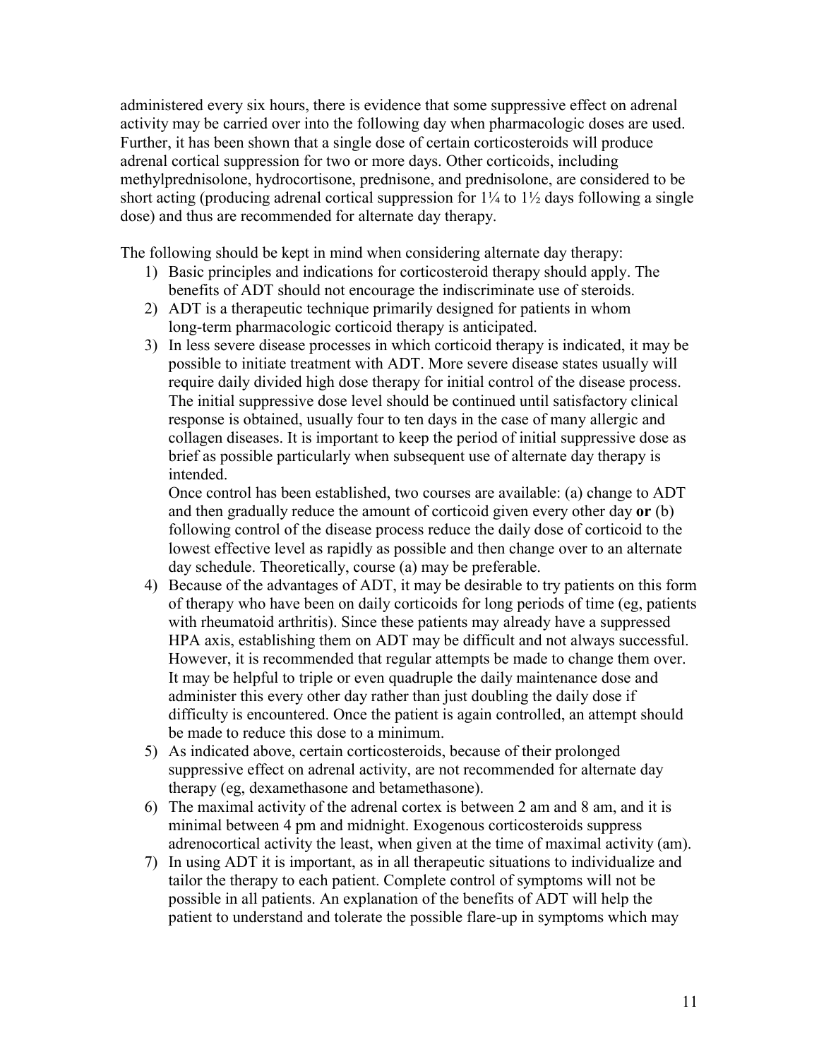administered every six hours, there is evidence that some suppressive effect on adrenal activity may be carried over into the following day when pharmacologic doses are used. Further, it has been shown that a single dose of certain corticosteroids will produce adrenal cortical suppression for two or more days. Other corticoids, including methylprednisolone, hydrocortisone, prednisone, and prednisolone, are considered to be short acting (producing adrenal cortical suppression for 1¼ to 1½ days following a single dose) and thus are recommended for alternate day therapy.

The following should be kept in mind when considering alternate day therapy:

1) Basic principles and indications for corticosteroid therapy should apply. The benefits of ADT should not encourage the indiscriminate use of steroids.
2) ADT is a therapeutic technique primarily designed for patients in whom long-term pharmacologic corticoid therapy is anticipated.
3) In less severe disease processes in which corticoid therapy is indicated, it may be possible to initiate treatment with ADT. More severe disease states usually will require daily divided high dose therapy for initial control of the disease process. The initial suppressive dose level should be continued until satisfactory clinical response is obtained, usually four to ten days in the case of many allergic and collagen diseases. It is important to keep the period of initial suppressive dose as brief as possible particularly when subsequent use of alternate day therapy is intended.

   Once control has been established, two courses are available: (a) change to ADT and then gradually reduce the amount of corticoid given every other day **or** (b) following control of the disease process reduce the daily dose of corticoid to the lowest effective level as rapidly as possible and then change over to an alternate day schedule. Theoretically, course (a) may be preferable.
4) Because of the advantages of ADT, it may be desirable to try patients on this form of therapy who have been on daily corticoids for long periods of time (eg, patients with rheumatoid arthritis). Since these patients may already have a suppressed HPA axis, establishing them on ADT may be difficult and not always successful. However, it is recommended that regular attempts be made to change them over. It may be helpful to triple or even quadruple the daily maintenance dose and administer this every other day rather than just doubling the daily dose if difficulty is encountered. Once the patient is again controlled, an attempt should be made to reduce this dose to a minimum.
5) As indicated above, certain corticosteroids, because of their prolonged suppressive effect on adrenal activity, are not recommended for alternate day therapy (eg, dexamethasone and betamethasone).
6) The maximal activity of the adrenal cortex is between 2 am and 8 am, and it is minimal between 4 pm and midnight. Exogenous corticosteroids suppress adrenocortical activity the least, when given at the time of maximal activity (am).
7) In using ADT it is important, as in all therapeutic situations to individualize and tailor the therapy to each patient. Complete control of symptoms will not be possible in all patients. An explanation of the benefits of ADT will help the patient to understand and tolerate the possible flare-up in symptoms which may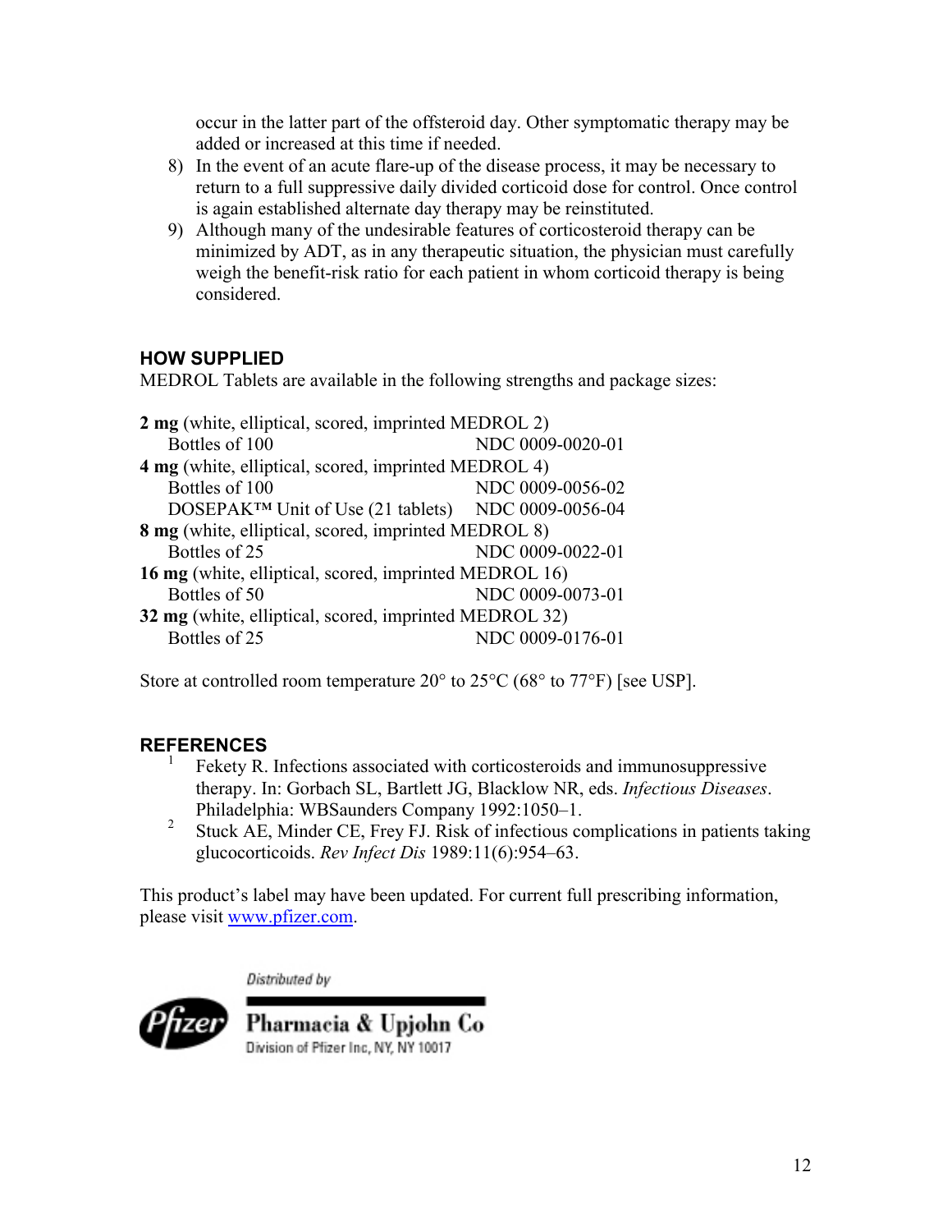occur in the latter part of the offsteroid day. Other symptomatic therapy may be added or increased at this time if needed.

8) In the event of an acute flare-up of the disease process, it may be necessary to return to a full suppressive daily divided corticoid dose for control. Once control is again established alternate day therapy may be reinstituted.
9) Although many of the undesirable features of corticosteroid therapy can be minimized by ADT, as in any therapeutic situation, the physician must carefully weigh the benefit-risk ratio for each patient in whom corticoid therapy is being considered.

## HOW SUPPLIED

MEDROL Tablets are available in the following strengths and package sizes:

**2 mg** (white, elliptical, scored, imprinted MEDROL 2)
- Bottles of 100 — NDC 0009-0020-01

**4 mg** (white, elliptical, scored, imprinted MEDROL 4)
- Bottles of 100 — NDC 0009-0056-02
- DOSEPAK™ Unit of Use (21 tablets) — NDC 0009-0056-04

**8 mg** (white, elliptical, scored, imprinted MEDROL 8)
- Bottles of 25 — NDC 0009-0022-01

**16 mg** (white, elliptical, scored, imprinted MEDROL 16)
- Bottles of 50 — NDC 0009-0073-01

**32 mg** (white, elliptical, scored, imprinted MEDROL 32)
- Bottles of 25 — NDC 0009-0176-01

Store at controlled room temperature 20° to 25°C (68° to 77°F) [see USP].

## REFERENCES

[1] Fekety R. Infections associated with corticosteroids and immunosuppressive therapy. In: Gorbach SL, Bartlett JG, Blacklow NR, eds. *Infectious Diseases*. Philadelphia: WBSaunders Company 1992:1050–1.

[2] Stuck AE, Minder CE, Frey FJ. Risk of infectious complications in patients taking glucocorticoids. *Rev Infect Dis* 1989:11(6):954–63.

This product's label may have been updated. For current full prescribing information, please visit www.pfizer.com.

Distributed by

Pharmacia & Upjohn Co
Division of Pfizer Inc, NY, NY 10017